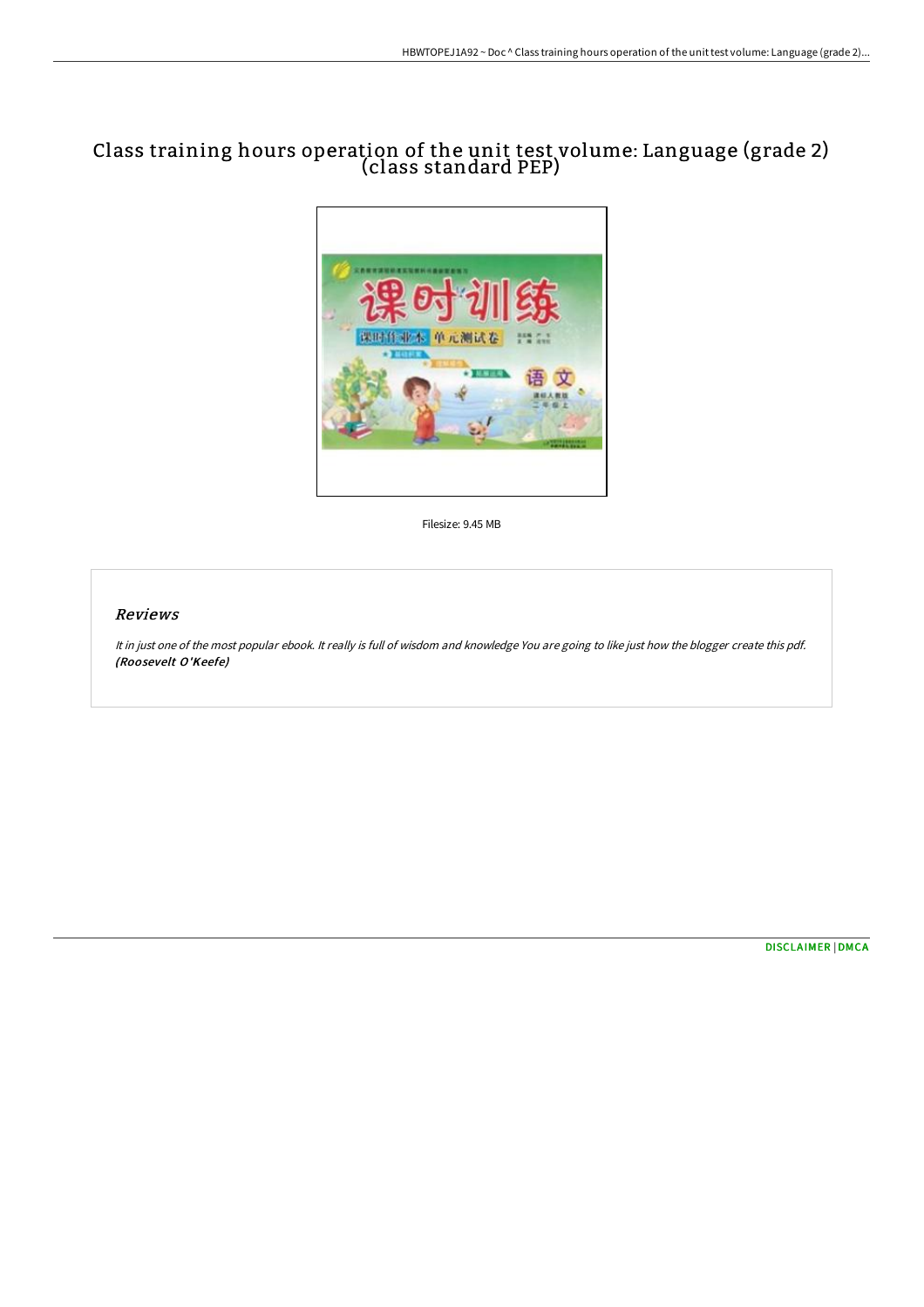# Class training hours operation of the unit test volume: Language (grade 2) (class standard PEP)

Filesize: 9.45 MB

## Reviews

*It in just one of the most popular ebook. It really is full of wisdom and knowledge You are going to like just how the blogger create this pdf.*
***(Roosevelt O'Keefe)***

DISCLAIMER | DMCA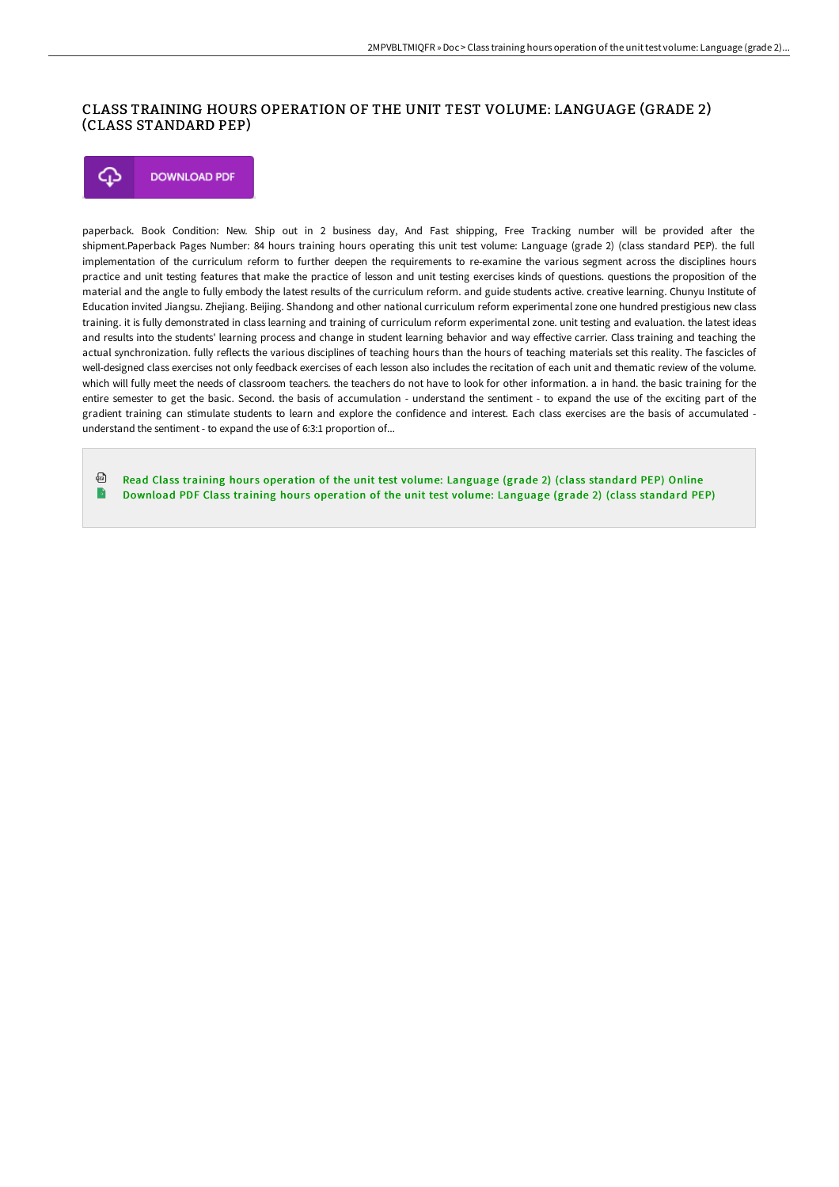# CLASS TRAINING HOURS OPERATION OF THE UNIT TEST VOLUME: LANGUAGE (GRADE 2) (CLASS STANDARD PEP)

DOWNLOAD PDF

paperback. Book Condition: New. Ship out in 2 business day, And Fast shipping, Free Tracking number will be provided after the shipment.Paperback Pages Number: 84 hours training hours operating this unit test volume: Language (grade 2) (class standard PEP). the full implementation of the curriculum reform to further deepen the requirements to re-examine the various segment across the disciplines hours practice and unit testing features that make the practice of lesson and unit testing exercises kinds of questions. questions the proposition of the material and the angle to fully embody the latest results of the curriculum reform. and guide students active. creative learning. Chunyu Institute of Education invited Jiangsu. Zhejiang. Beijing. Shandong and other national curriculum reform experimental zone one hundred prestigious new class training. it is fully demonstrated in class learning and training of curriculum reform experimental zone. unit testing and evaluation. the latest ideas and results into the students' learning process and change in student learning behavior and way effective carrier. Class training and teaching the actual synchronization. fully reflects the various disciplines of teaching hours than the hours of teaching materials set this reality. The fascicles of well-designed class exercises not only feedback exercises of each lesson also includes the recitation of each unit and thematic review of the volume. which will fully meet the needs of classroom teachers. the teachers do not have to look for other information. a in hand. the basic training for the entire semester to get the basic. Second. the basis of accumulation - understand the sentiment - to expand the use of the exciting part of the gradient training can stimulate students to learn and explore the confidence and interest. Each class exercises are the basis of accumulated - understand the sentiment - to expand the use of 6:3:1 proportion of...

Read Class training hours operation of the unit test volume: Language (grade 2) (class standard PEP) Online

Download PDF Class training hours operation of the unit test volume: Language (grade 2) (class standard PEP)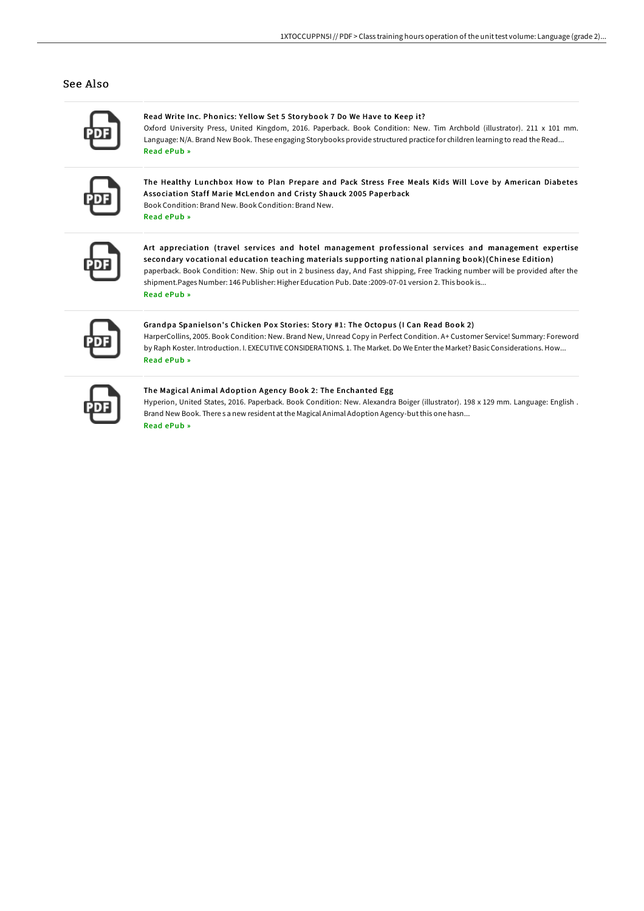## See Also

**Read Write Inc. Phonics: Yellow Set 5 Storybook 7 Do We Have to Keep it?**

Oxford University Press, United Kingdom, 2016. Paperback. Book Condition: New. Tim Archbold (illustrator). 211 x 101 mm. Language: N/A. Brand New Book. These engaging Storybooks provide structured practice for children learning to read the Read...

Read ePub »

**The Healthy Lunchbox How to Plan Prepare and Pack Stress Free Meals Kids Will Love by American Diabetes Association Staff Marie McLendon and Cristy Shauck 2005 Paperback**

Book Condition: Brand New. Book Condition: Brand New.

Read ePub »

**Art appreciation (travel services and hotel management professional services and management expertise secondary vocational education teaching materials supporting national planning book)(Chinese Edition)**

paperback. Book Condition: New. Ship out in 2 business day, And Fast shipping, Free Tracking number will be provided after the shipment.Pages Number: 146 Publisher: Higher Education Pub. Date :2009-07-01 version 2. This book is...

Read ePub »

**Grandpa Spanielson's Chicken Pox Stories: Story #1: The Octopus (I Can Read Book 2)**

HarperCollins, 2005. Book Condition: New. Brand New, Unread Copy in Perfect Condition. A+ Customer Service! Summary: Foreword by Raph Koster. Introduction. I. EXECUTIVE CONSIDERATIONS. 1. The Market. Do We Enter the Market? Basic Considerations. How...

Read ePub »

**The Magical Animal Adoption Agency Book 2: The Enchanted Egg**

Hyperion, United States, 2016. Paperback. Book Condition: New. Alexandra Boiger (illustrator). 198 x 129 mm. Language: English . Brand New Book. There s a new resident at the Magical Animal Adoption Agency-but this one hasn...

Read ePub »